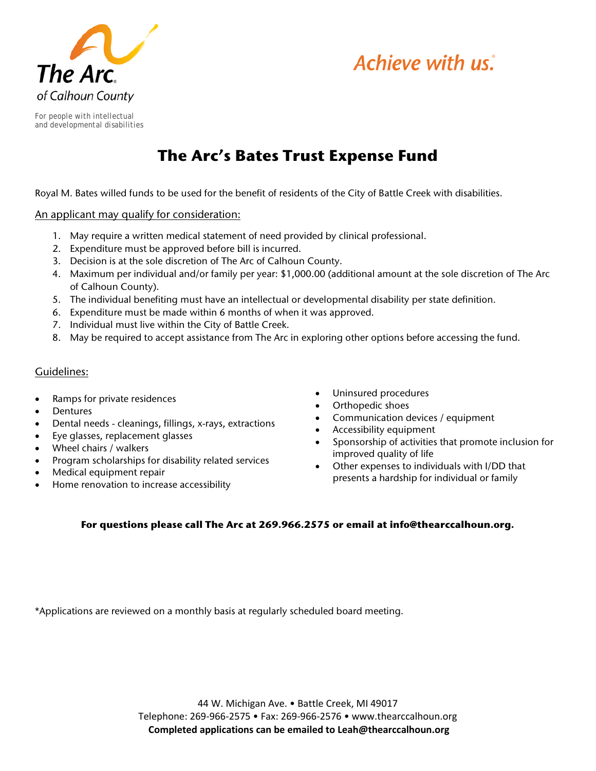The Arc. of Calhoun County

For people with intellectual and developmental disabilities

*Achieve with us.*

# The Arc's Bates Trust Expense Fund

Royal M. Bates willed funds to be used for the benefit of residents of the City of Battle Creek with disabilities.

An applicant may qualify for consideration:

1. May require a written medical statement of need provided by clinical professional.
2. Expenditure must be approved before bill is incurred.
3. Decision is at the sole discretion of The Arc of Calhoun County.
4. Maximum per individual and/or family per year: $1,000.00 (additional amount at the sole discretion of The Arc of Calhoun County).
5. The individual benefiting must have an intellectual or developmental disability per state definition.
6. Expenditure must be made within 6 months of when it was approved.
7. Individual must live within the City of Battle Creek.
8. May be required to accept assistance from The Arc in exploring other options before accessing the fund.

Guidelines:

- Ramps for private residences
- Dentures
- Dental needs - cleanings, fillings, x-rays, extractions
- Eye glasses, replacement glasses
- Wheel chairs / walkers
- Program scholarships for disability related services
- Medical equipment repair
- Home renovation to increase accessibility
- Uninsured procedures
- Orthopedic shoes
- Communication devices / equipment
- Accessibility equipment
- Sponsorship of activities that promote inclusion for improved quality of life
- Other expenses to individuals with I/DD that presents a hardship for individual or family

**For questions please call The Arc at 269.966.2575 or email at info@thearccalhoun.org.**

*Applications are reviewed on a monthly basis at regularly scheduled board meeting.

44 W. Michigan Ave. • Battle Creek, MI 49017
Telephone: 269-966-2575 • Fax: 269-966-2576 • www.thearccalhoun.org
**Completed applications can be emailed to Leah@thearccalhoun.org**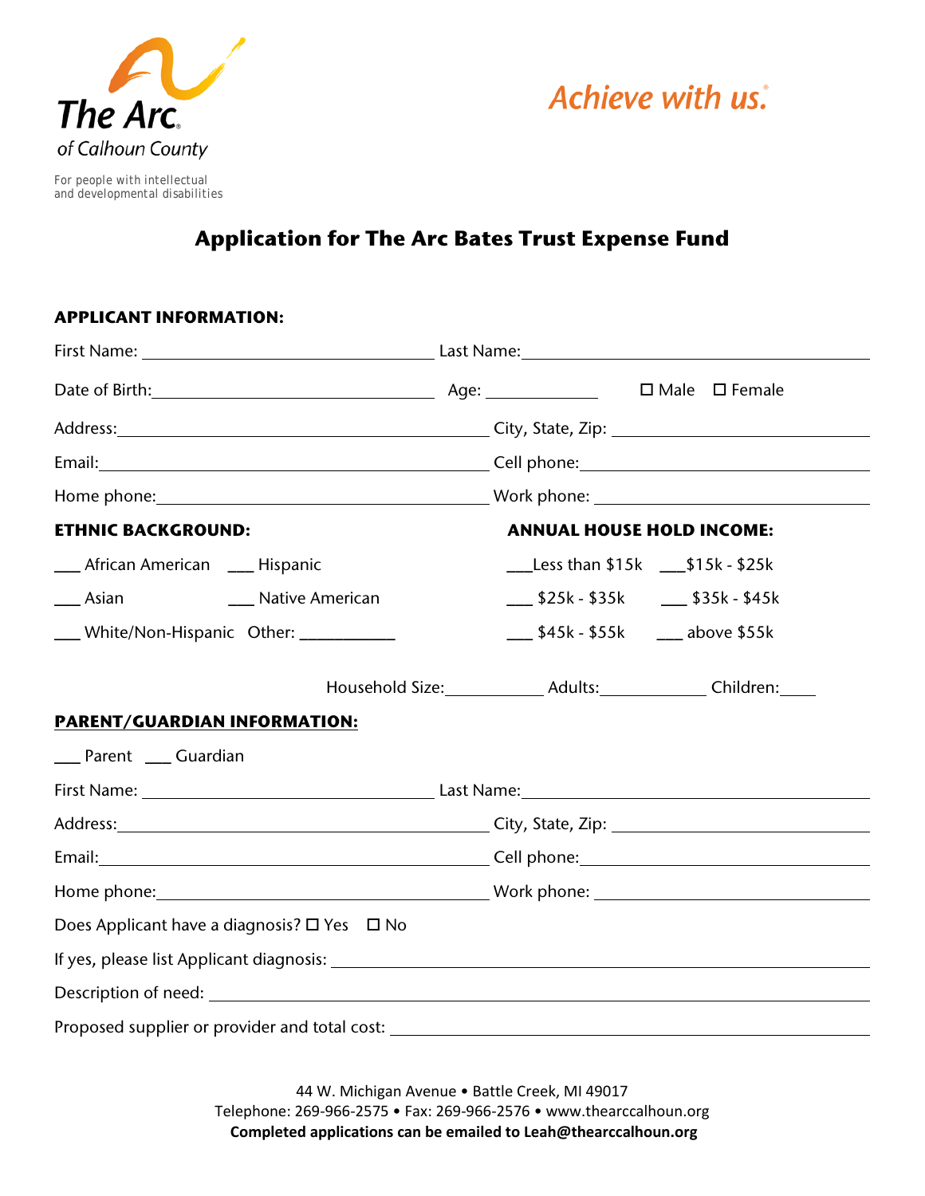The Arc
of Calhoun County

For people with intellectual and developmental disabilities

*Achieve with us.*

# Application for The Arc Bates Trust Expense Fund

**APPLICANT INFORMATION:**

First Name: ______________________ Last Name: ______________________

Date of Birth: ______________________ Age: __________ ☐ Male ☐ Female

Address: ______________________ City, State, Zip: ______________________

Email: ______________________ Cell phone: ______________________

Home phone: ______________________ Work phone: ______________________

**ETHNIC BACKGROUND:**

___ African American ___ Hispanic

___ Asian ___ Native American

___ White/Non-Hispanic Other: __________

**ANNUAL HOUSE HOLD INCOME:**

___Less than $15k ___$15k - $25k

___ $25k - $35k ___ $35k - $45k

___ $45k - $55k ___ above $55k

Household Size: ________ Adults: ________ Children: ____

**PARENT/GUARDIAN INFORMATION:**

___ Parent ___ Guardian

First Name: ______________________ Last Name: ______________________

Address: ______________________ City, State, Zip: ______________________

Email: ______________________ Cell phone: ______________________

Home phone: ______________________ Work phone: ______________________

Does Applicant have a diagnosis? ☐ Yes ☐ No

If yes, please list Applicant diagnosis: ______________________

Description of need: ______________________

Proposed supplier or provider and total cost: ______________________

44 W. Michigan Avenue • Battle Creek, MI 49017
Telephone: 269-966-2575 • Fax: 269-966-2576 • www.thearccalhoun.org
**Completed applications can be emailed to Leah@thearccalhoun.org**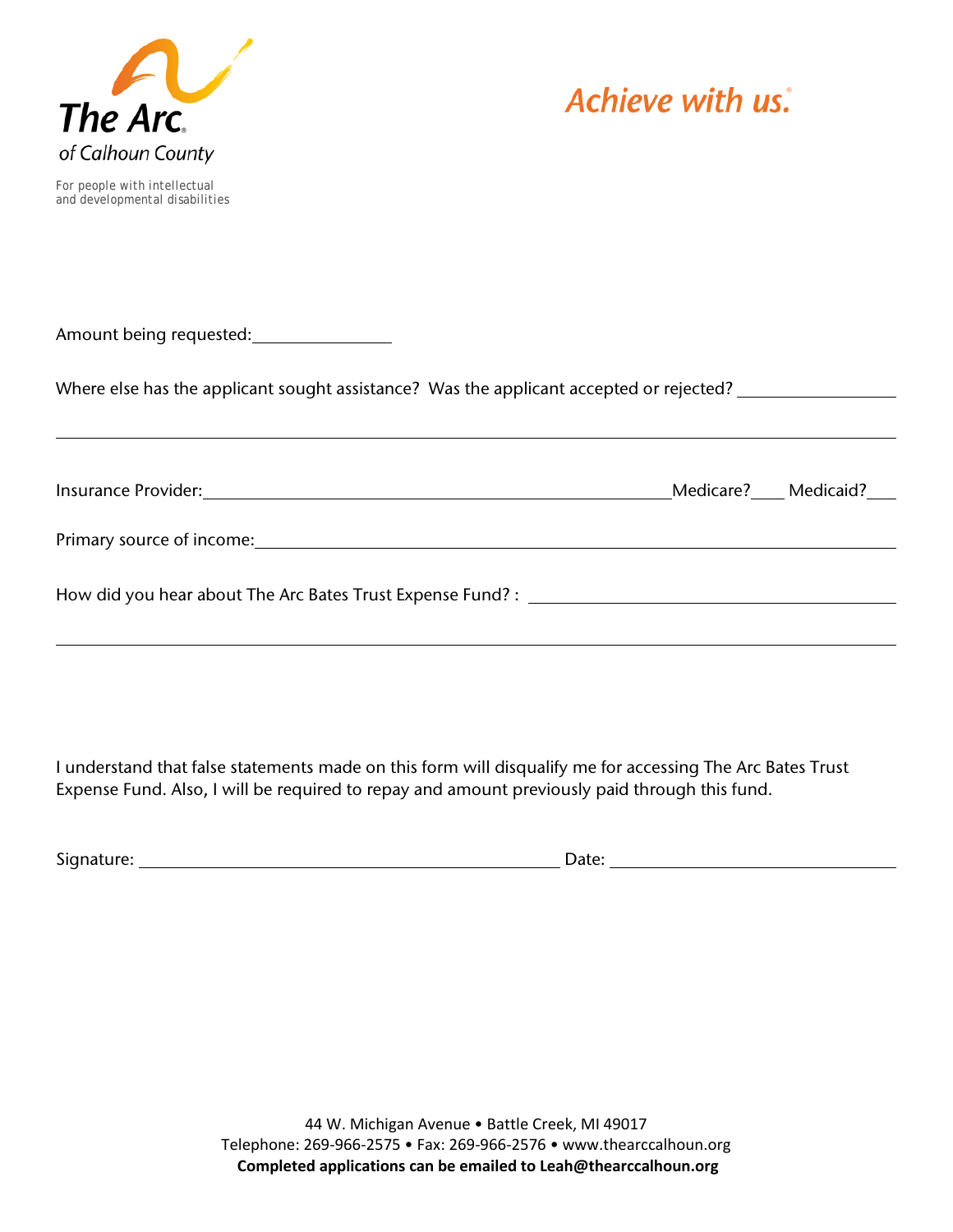The Arc of Calhoun County

For people with intellectual and developmental disabilities

*Achieve with us.*

Amount being requested: ______________

Where else has the applicant sought assistance? Was the applicant accepted or rejected? ______________

______________________________________________________________________

Insurance Provider: ______________________________ Medicare? ___ Medicaid? ___

Primary source of income: ______________________________

How did you hear about The Arc Bates Trust Expense Fund? : ______________________________

______________________________________________________________________

I understand that false statements made on this form will disqualify me for accessing The Arc Bates Trust Expense Fund. Also, I will be required to repay and amount previously paid through this fund.

Signature: ______________________________ Date: ______________________________

44 W. Michigan Avenue • Battle Creek, MI 49017
Telephone: 269-966-2575 • Fax: 269-966-2576 • www.thearccalhoun.org
**Completed applications can be emailed to Leah@thearccalhoun.org**